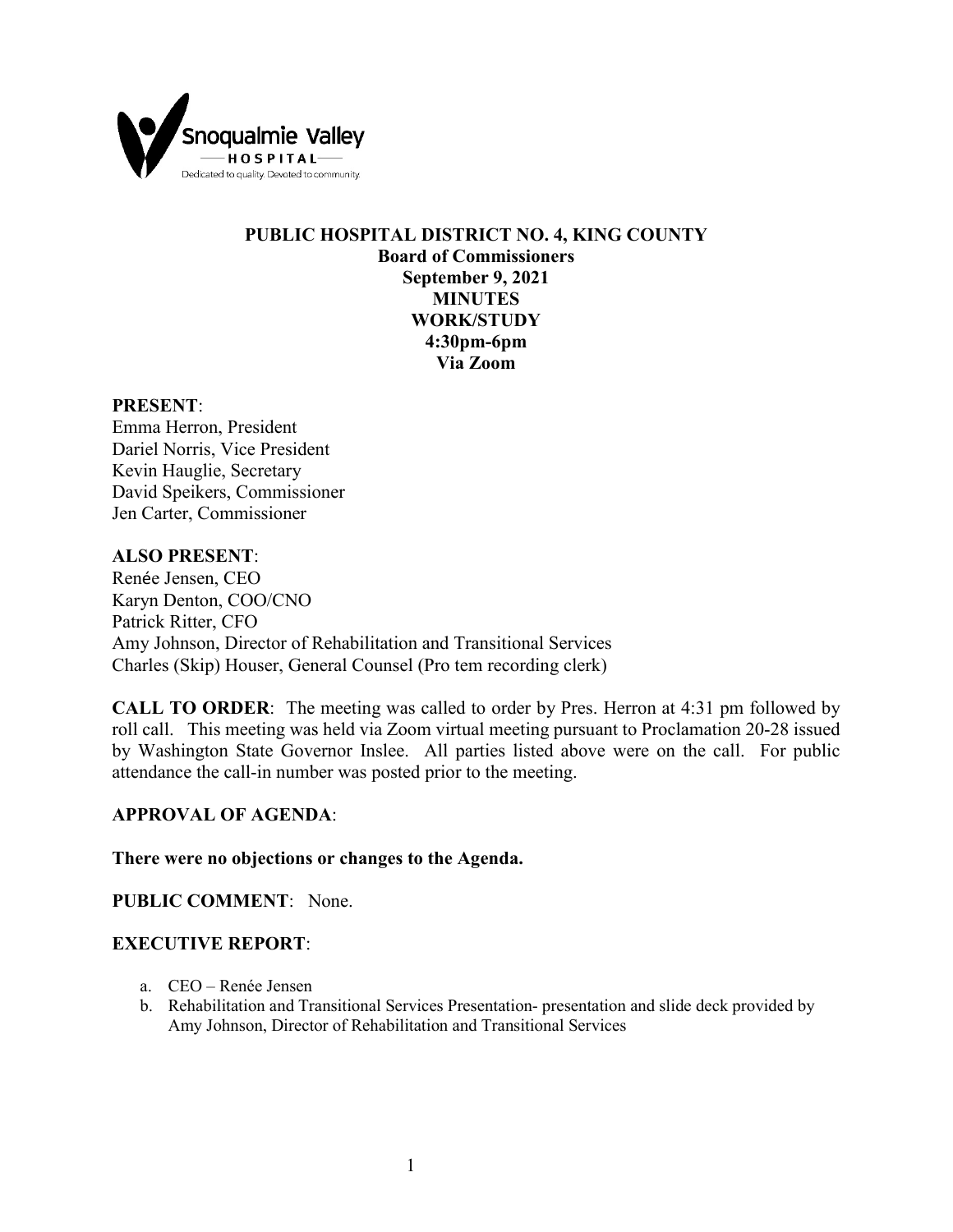# PUBLIC HOSPITAL DISTRICT NO. 4, KING COUNTY

**Board of Commissioners**
**September 9, 2021**
**MINUTES**
**WORK/STUDY**
**4:30pm-6pm**
**Via Zoom**

**PRESENT**:
Emma Herron, President
Dariel Norris, Vice President
Kevin Hauglie, Secretary
David Speikers, Commissioner
Jen Carter, Commissioner

**ALSO PRESENT**:
Renée Jensen, CEO
Karyn Denton, COO/CNO
Patrick Ritter, CFO
Amy Johnson, Director of Rehabilitation and Transitional Services
Charles (Skip) Houser, General Counsel (Pro tem recording clerk)

**CALL TO ORDER**: The meeting was called to order by Pres. Herron at 4:31 pm followed by roll call. This meeting was held via Zoom virtual meeting pursuant to Proclamation 20-28 issued by Washington State Governor Inslee. All parties listed above were on the call. For public attendance the call-in number was posted prior to the meeting.

**APPROVAL OF AGENDA**:

**There were no objections or changes to the Agenda.**

**PUBLIC COMMENT**: None.

**EXECUTIVE REPORT**:

a. CEO – Renée Jensen
b. Rehabilitation and Transitional Services Presentation- presentation and slide deck provided by Amy Johnson, Director of Rehabilitation and Transitional Services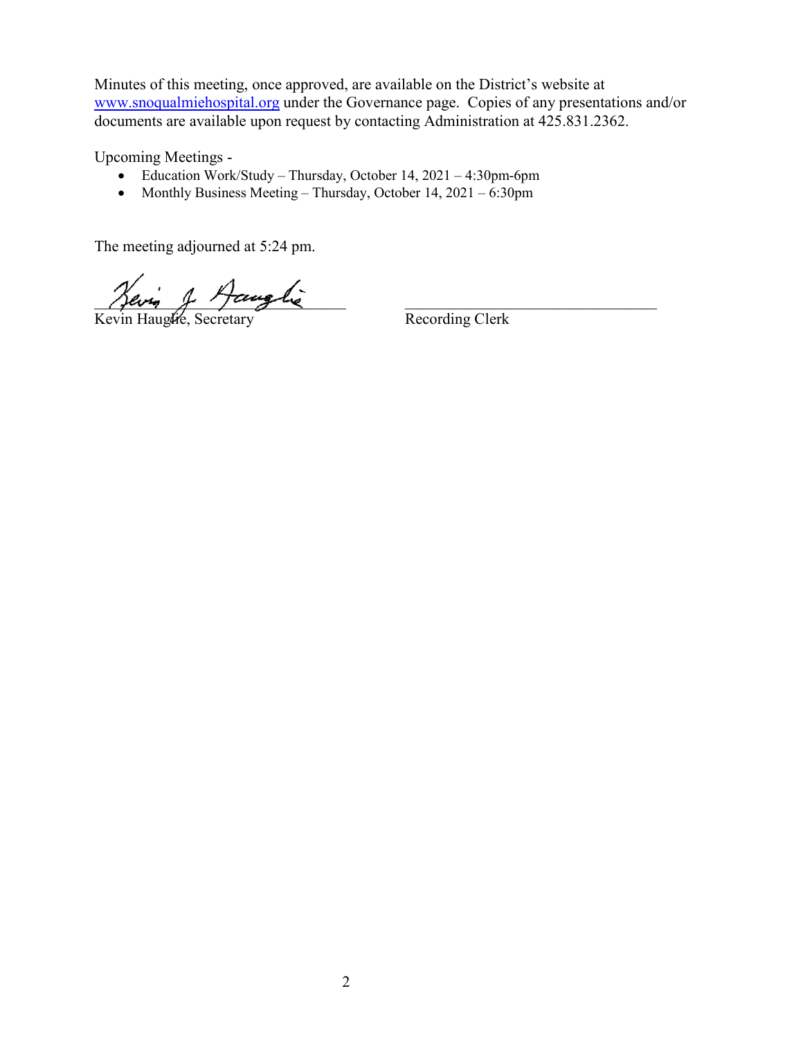Minutes of this meeting, once approved, are available on the District's website at www.snoqualmiehospital.org under the Governance page. Copies of any presentations and/or documents are available upon request by contacting Administration at 425.831.2362.

Upcoming Meetings -

- Education Work/Study – Thursday, October 14, 2021 – 4:30pm-6pm
- Monthly Business Meeting – Thursday, October 14, 2021 – 6:30pm

The meeting adjourned at 5:24 pm.

Kevin J Haughie
_______________________________
Kevin Haughie, Secretary

_______________________________
Recording Clerk